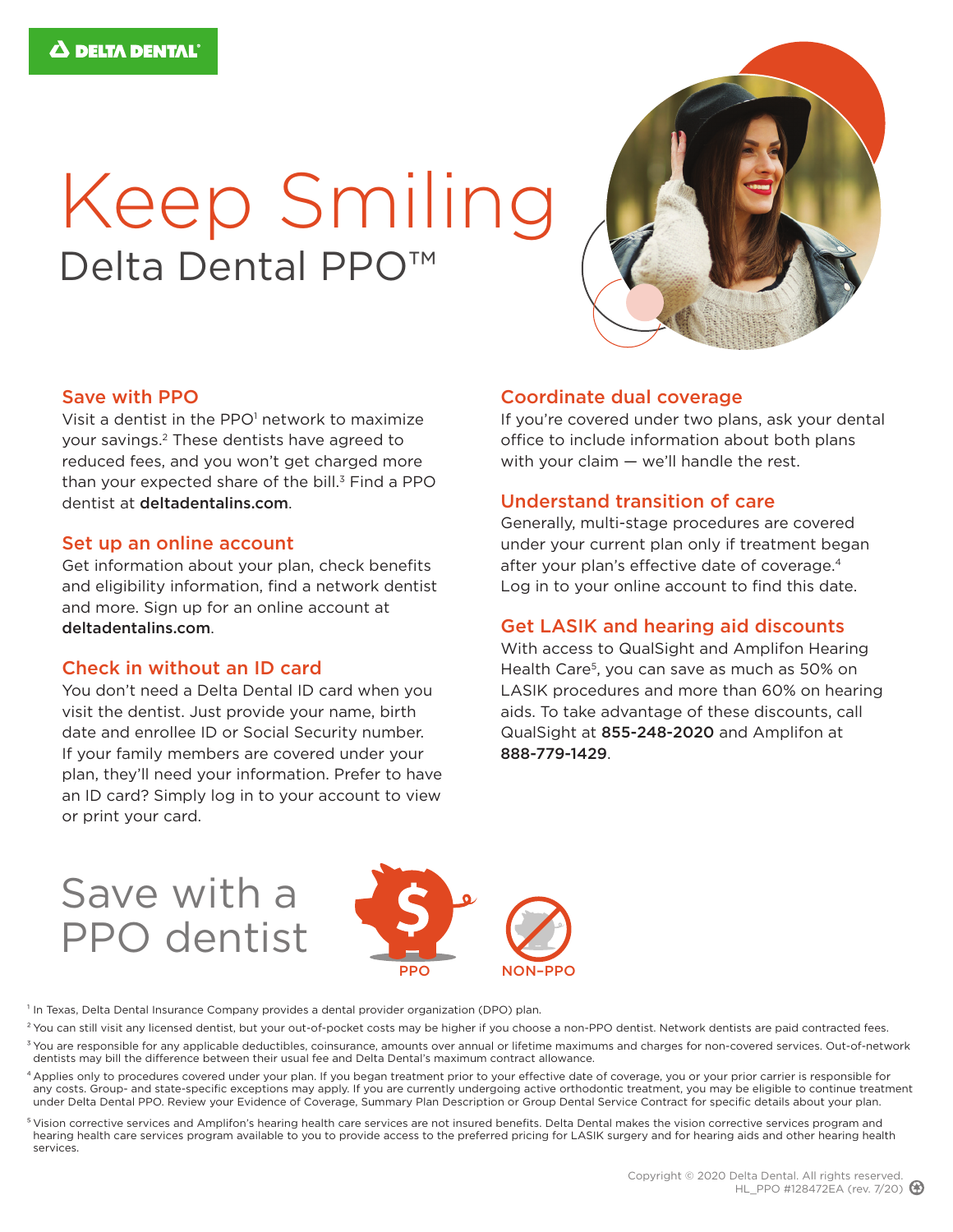DELTA DENTAL®

# Keep Smiling

## Delta Dental PPO™

### Save with PPO

Visit a dentist in the PPO[1] network to maximize your savings.[2] These dentists have agreed to reduced fees, and you won't get charged more than your expected share of the bill.[3] Find a PPO dentist at **deltadentalins.com**.

### Set up an online account

Get information about your plan, check benefits and eligibility information, find a network dentist and more. Sign up for an online account at **deltadentalins.com**.

### Check in without an ID card

You don't need a Delta Dental ID card when you visit the dentist. Just provide your name, birth date and enrollee ID or Social Security number. If your family members are covered under your plan, they'll need your information. Prefer to have an ID card? Simply log in to your account to view or print your card.

### Coordinate dual coverage

If you're covered under two plans, ask your dental office to include information about both plans with your claim — we'll handle the rest.

### Understand transition of care

Generally, multi-stage procedures are covered under your current plan only if treatment began after your plan's effective date of coverage.[4] Log in to your online account to find this date.

### Get LASIK and hearing aid discounts

With access to QualSight and Amplifon Hearing Health Care[5], you can save as much as 50% on LASIK procedures and more than 60% on hearing aids. To take advantage of these discounts, call QualSight at **855-248-2020** and Amplifon at **888-779-1429**.

## Save with a PPO dentist

PPO NON-PPO

[1] In Texas, Delta Dental Insurance Company provides a dental provider organization (DPO) plan.

[2] You can still visit any licensed dentist, but your out-of-pocket costs may be higher if you choose a non-PPO dentist. Network dentists are paid contracted fees.

[3] You are responsible for any applicable deductibles, coinsurance, amounts over annual or lifetime maximums and charges for non-covered services. Out-of-network dentists may bill the difference between their usual fee and Delta Dental's maximum contract allowance.

[4] Applies only to procedures covered under your plan. If you began treatment prior to your effective date of coverage, you or your prior carrier is responsible for any costs. Group- and state-specific exceptions may apply. If you are currently undergoing active orthodontic treatment, you may be eligible to continue treatment under Delta Dental PPO. Review your Evidence of Coverage, Summary Plan Description or Group Dental Service Contract for specific details about your plan.

[5] Vision corrective services and Amplifon's hearing health care services are not insured benefits. Delta Dental makes the vision corrective services program and hearing health care services program available to you to provide access to the preferred pricing for LASIK surgery and for hearing aids and other hearing health services.

Copyright © 2020 Delta Dental. All rights reserved.
HL_PPO #128472EA (rev. 7/20)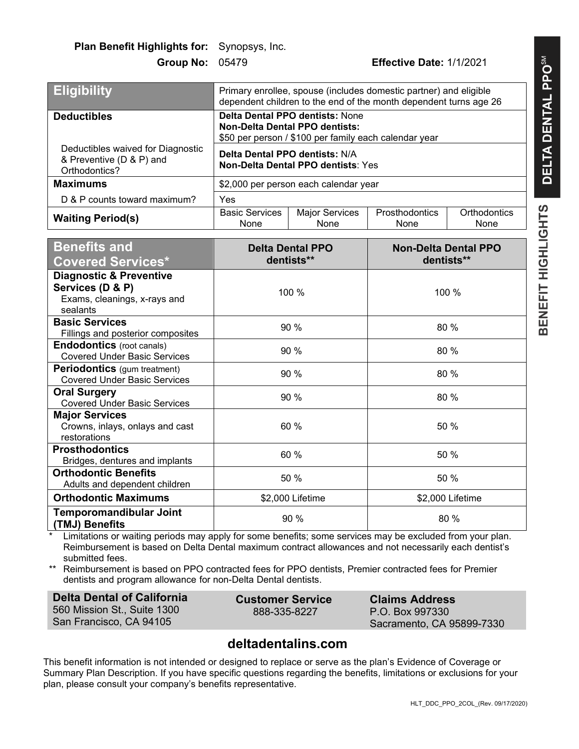**Plan Benefit Highlights for:** Synopsys, Inc.

**Group No:** 05479 **Effective Date:** 1/1/2021

DELTA DENTAL PPO℠ BENEFIT HIGHLIGHTS

| **Eligibility** | Primary enrollee, spouse (includes domestic partner) and eligible dependent children to the end of the month dependent turns age 26 | | | |
|---|---|---|---|---|
| **Deductibles** | **Delta Dental PPO dentists:** None<br>**Non-Delta Dental PPO dentists:**<br>$50 per person / $100 per family each calendar year | | | |
| Deductibles waived for Diagnostic & Preventive (D & P) and Orthodontics? | **Delta Dental PPO dentists:** N/A<br>**Non-Delta Dental PPO dentists**: Yes | | | |
| **Maximums** | $2,000 per person each calendar year | | | |
| D & P counts toward maximum? | Yes | | | |
| **Waiting Period(s)** | Basic Services<br>None | Major Services<br>None | Prosthodontics<br>None | Orthodontics<br>None |

| **Benefits and Covered Services*** | **Delta Dental PPO dentists**** | **Non-Delta Dental PPO dentists**** |
|---|---|---|
| **Diagnostic & Preventive Services (D & P)**<br>Exams, cleanings, x-rays and sealants | 100 % | 100 % |
| **Basic Services**<br>Fillings and posterior composites | 90 % | 80 % |
| **Endodontics** (root canals)<br>Covered Under Basic Services | 90 % | 80 % |
| **Periodontics** (gum treatment)<br>Covered Under Basic Services | 90 % | 80 % |
| **Oral Surgery**<br>Covered Under Basic Services | 90 % | 80 % |
| **Major Services**<br>Crowns, inlays, onlays and cast restorations | 60 % | 50 % |
| **Prosthodontics**<br>Bridges, dentures and implants | 60 % | 50 % |
| **Orthodontic Benefits**<br>Adults and dependent children | 50 % | 50 % |
| **Orthodontic Maximums** | $2,000 Lifetime | $2,000 Lifetime |
| **Temporomandibular Joint (TMJ) Benefits** | 90 % | 80 % |

\* Limitations or waiting periods may apply for some benefits; some services may be excluded from your plan. Reimbursement is based on Delta Dental maximum contract allowances and not necessarily each dentist's submitted fees.

\*\* Reimbursement is based on PPO contracted fees for PPO dentists, Premier contracted fees for Premier dentists and program allowance for non-Delta Dental dentists.

**Delta Dental of California**
560 Mission St., Suite 1300
San Francisco, CA 94105

**Customer Service**
888-335-8227

**Claims Address**
P.O. Box 997330
Sacramento, CA 95899-7330

## deltadentalins.com

This benefit information is not intended or designed to replace or serve as the plan's Evidence of Coverage or Summary Plan Description. If you have specific questions regarding the benefits, limitations or exclusions for your plan, please consult your company's benefits representative.

HLT_DDC_PPO_2COL_(Rev. 09/17/2020)